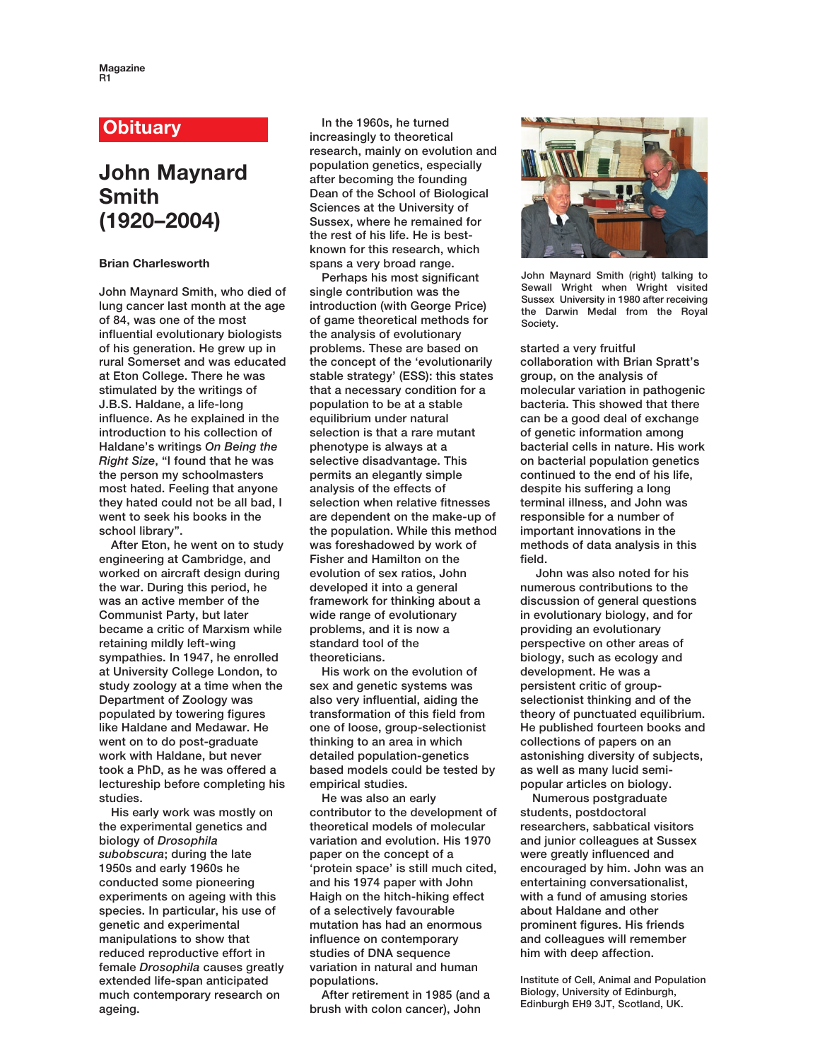## Obituary

# John Maynard Smith (1920–2004)

**Brian Charlesworth**

John Maynard Smith, who died of lung cancer last month at the age of 84, was one of the most influential evolutionary biologists of his generation. He grew up in rural Somerset and was educated at Eton College. There he was stimulated by the writings of J.B.S. Haldane, a life-long influence. As he explained in the introduction to his collection of Haldane's writings *On Being the Right Size*, "I found that he was the person my schoolmasters most hated. Feeling that anyone they hated could not be all bad, I went to seek his books in the school library".

After Eton, he went on to study engineering at Cambridge, and worked on aircraft design during the war. During this period, he was an active member of the Communist Party, but later became a critic of Marxism while retaining mildly left-wing sympathies. In 1947, he enrolled at University College London, to study zoology at a time when the Department of Zoology was populated by towering figures like Haldane and Medawar. He went on to do post-graduate work with Haldane, but never took a PhD, as he was offered a lectureship before completing his studies.

His early work was mostly on the experimental genetics and biology of *Drosophila subobscura*; during the late 1950s and early 1960s he conducted some pioneering experiments on ageing with this species. In particular, his use of genetic and experimental manipulations to show that reduced reproductive effort in female *Drosophila* causes greatly extended life-span anticipated much contemporary research on ageing.

In the 1960s, he turned increasingly to theoretical research, mainly on evolution and population genetics, especially after becoming the founding Dean of the School of Biological Sciences at the University of Sussex, where he remained for the rest of his life. He is best-known for this research, which spans a very broad range.

Perhaps his most significant single contribution was the introduction (with George Price) of game theoretical methods for the analysis of evolutionary problems. These are based on the concept of the 'evolutionarily stable strategy' (ESS): this states that a necessary condition for a population to be at a stable equilibrium under natural selection is that a rare mutant phenotype is always at a selective disadvantage. This permits an elegantly simple analysis of the effects of selection when relative fitnesses are dependent on the make-up of the population. While this method was foreshadowed by work of Fisher and Hamilton on the evolution of sex ratios, John developed it into a general framework for thinking about a wide range of evolutionary problems, and it is now a standard tool of the theoreticians.

His work on the evolution of sex and genetic systems was also very influential, aiding the transformation of this field from one of loose, group-selectionist thinking to an area in which detailed population-genetics based models could be tested by empirical studies.

He was also an early contributor to the development of theoretical models of molecular variation and evolution. His 1970 paper on the concept of a 'protein space' is still much cited, and his 1974 paper with John Haigh on the hitch-hiking effect of a selectively favourable mutation has had an enormous influence on contemporary studies of DNA sequence variation in natural and human populations.

After retirement in 1985 (and a brush with colon cancer), John started a very fruitful collaboration with Brian Spratt's group, on the analysis of molecular variation in pathogenic bacteria. This showed that there can be a good deal of exchange of genetic information among bacterial cells in nature. His work on bacterial population genetics continued to the end of his life, despite his suffering a long terminal illness, and John was responsible for a number of important innovations in the methods of data analysis in this field.

John Maynard Smith (right) talking to Sewall Wright when Wright visited Sussex University in 1980 after receiving the Darwin Medal from the Royal Society.

John was also noted for his numerous contributions to the discussion of general questions in evolutionary biology, and for providing an evolutionary perspective on other areas of biology, such as ecology and development. He was a persistent critic of group-selectionist thinking and of the theory of punctuated equilibrium. He published fourteen books and collections of papers on an astonishing diversity of subjects, as well as many lucid semi-popular articles on biology.

Numerous postgraduate students, postdoctoral researchers, sabbatical visitors and junior colleagues at Sussex were greatly influenced and encouraged by him. John was an entertaining conversationalist, with a fund of amusing stories about Haldane and other prominent figures. His friends and colleagues will remember him with deep affection.

Institute of Cell, Animal and Population Biology, University of Edinburgh, Edinburgh EH9 3JT, Scotland, UK.